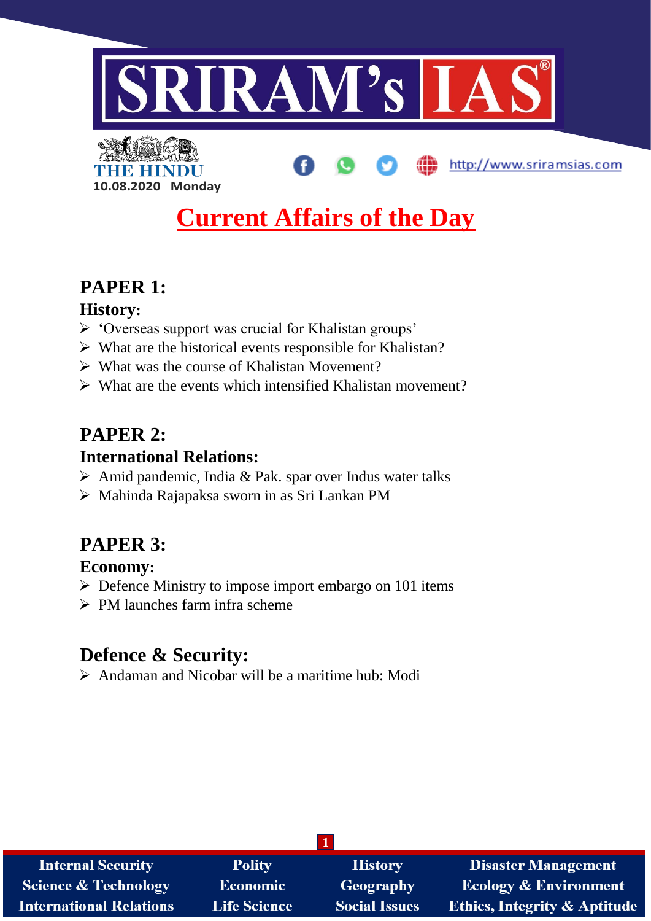THE HINDU

10.08.2020 Monday

http://www.sriramsias.com

# Current Affairs of the Day

## PAPER 1:

### History:

- 'Overseas support was crucial for Khalistan groups'
- What are the historical events responsible for Khalistan?
- What was the course of Khalistan Movement?
- What are the events which intensified Khalistan movement?

## PAPER 2:

### International Relations:

- Amid pandemic, India & Pak. spar over Indus water talks
- Mahinda Rajapaksa sworn in as Sri Lankan PM

## PAPER 3:

### Economy:

- Defence Ministry to impose import embargo on 101 items
- PM launches farm infra scheme

### Defence & Security:

- Andaman and Nicobar will be a maritime hub: Modi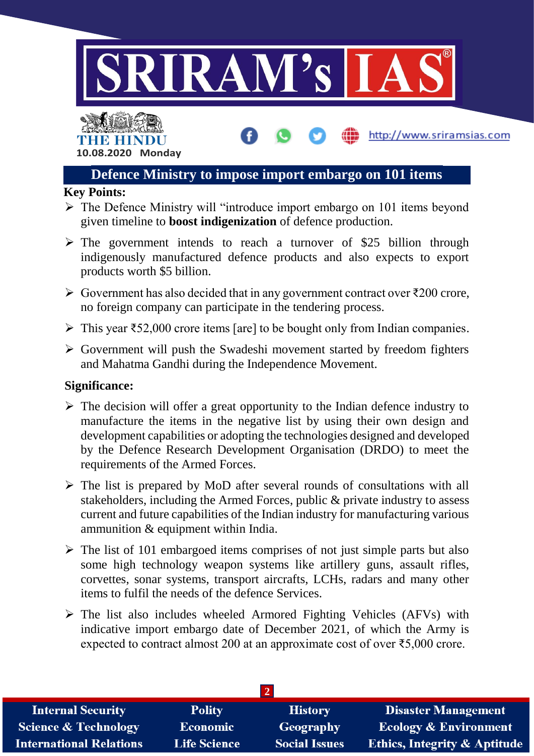## Defence Ministry to impose import embargo on 101 items

**Key Points:**

- The Defence Ministry will "introduce import embargo on 101 items beyond given timeline to **boost indigenization** of defence production.
- The government intends to reach a turnover of $25 billion through indigenously manufactured defence products and also expects to export products worth $5 billion.
- Government has also decided that in any government contract over ₹200 crore, no foreign company can participate in the tendering process.
- This year ₹52,000 crore items [are] to be bought only from Indian companies.
- Government will push the Swadeshi movement started by freedom fighters and Mahatma Gandhi during the Independence Movement.

**Significance:**

- The decision will offer a great opportunity to the Indian defence industry to manufacture the items in the negative list by using their own design and development capabilities or adopting the technologies designed and developed by the Defence Research Development Organisation (DRDO) to meet the requirements of the Armed Forces.
- The list is prepared by MoD after several rounds of consultations with all stakeholders, including the Armed Forces, public & private industry to assess current and future capabilities of the Indian industry for manufacturing various ammunition & equipment within India.
- The list of 101 embargoed items comprises of not just simple parts but also some high technology weapon systems like artillery guns, assault rifles, corvettes, sonar systems, transport aircrafts, LCHs, radars and many other items to fulfil the needs of the defence Services.
- The list also includes wheeled Armored Fighting Vehicles (AFVs) with indicative import embargo date of December 2021, of which the Army is expected to contract almost 200 at an approximate cost of over ₹5,000 crore.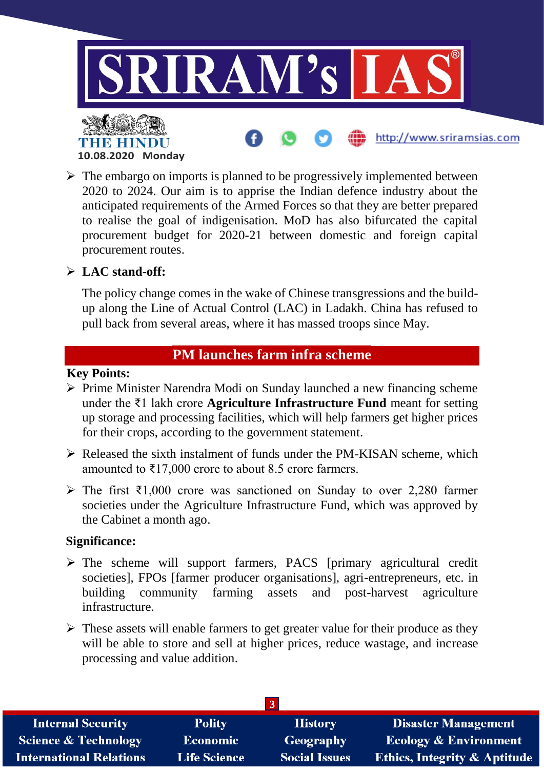- The embargo on imports is planned to be progressively implemented between 2020 to 2024. Our aim is to apprise the Indian defence industry about the anticipated requirements of the Armed Forces so that they are better prepared to realise the goal of indigenisation. MoD has also bifurcated the capital procurement budget for 2020-21 between domestic and foreign capital procurement routes.
- **LAC stand-off:**

  The policy change comes in the wake of Chinese transgressions and the build-up along the Line of Actual Control (LAC) in Ladakh. China has refused to pull back from several areas, where it has massed troops since May.

## PM launches farm infra scheme

**Key Points:**

- Prime Minister Narendra Modi on Sunday launched a new financing scheme under the ₹1 lakh crore **Agriculture Infrastructure Fund** meant for setting up storage and processing facilities, which will help farmers get higher prices for their crops, according to the government statement.
- Released the sixth instalment of funds under the PM-KISAN scheme, which amounted to ₹17,000 crore to about 8.5 crore farmers.
- The first ₹1,000 crore was sanctioned on Sunday to over 2,280 farmer societies under the Agriculture Infrastructure Fund, which was approved by the Cabinet a month ago.

**Significance:**

- The scheme will support farmers, PACS [primary agricultural credit societies], FPOs [farmer producer organisations], agri-entrepreneurs, etc. in building community farming assets and post-harvest agriculture infrastructure.
- These assets will enable farmers to get greater value for their produce as they will be able to store and sell at higher prices, reduce wastage, and increase processing and value addition.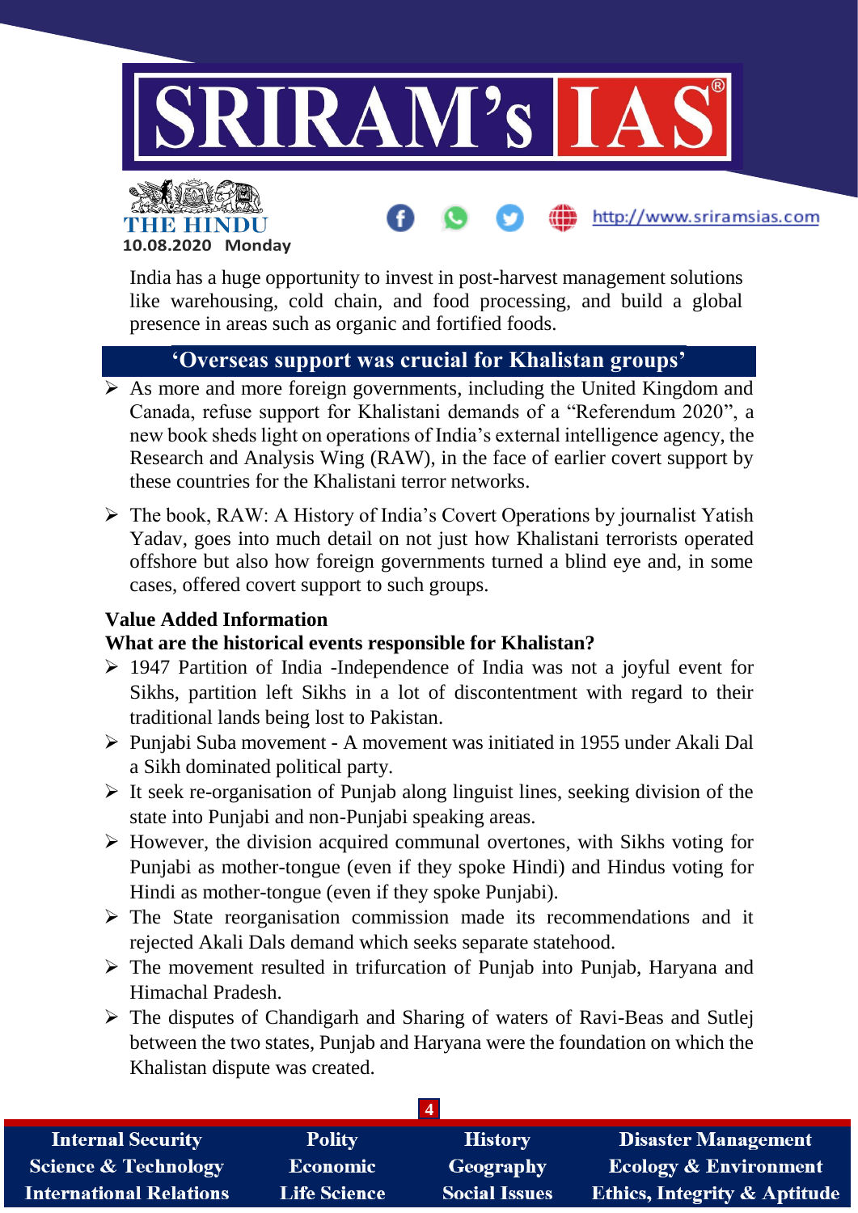India has a huge opportunity to invest in post-harvest management solutions like warehousing, cold chain, and food processing, and build a global presence in areas such as organic and fortified foods.

## 'Overseas support was crucial for Khalistan groups'

- As more and more foreign governments, including the United Kingdom and Canada, refuse support for Khalistani demands of a "Referendum 2020", a new book sheds light on operations of India's external intelligence agency, the Research and Analysis Wing (RAW), in the face of earlier covert support by these countries for the Khalistani terror networks.
- The book, RAW: A History of India's Covert Operations by journalist Yatish Yadav, goes into much detail on not just how Khalistani terrorists operated offshore but also how foreign governments turned a blind eye and, in some cases, offered covert support to such groups.

**Value Added Information**

**What are the historical events responsible for Khalistan?**

- 1947 Partition of India -Independence of India was not a joyful event for Sikhs, partition left Sikhs in a lot of discontentment with regard to their traditional lands being lost to Pakistan.
- Punjabi Suba movement - A movement was initiated in 1955 under Akali Dal a Sikh dominated political party.
- It seek re-organisation of Punjab along linguist lines, seeking division of the state into Punjabi and non-Punjabi speaking areas.
- However, the division acquired communal overtones, with Sikhs voting for Punjabi as mother-tongue (even if they spoke Hindi) and Hindus voting for Hindi as mother-tongue (even if they spoke Punjabi).
- The State reorganisation commission made its recommendations and it rejected Akali Dals demand which seeks separate statehood.
- The movement resulted in trifurcation of Punjab into Punjab, Haryana and Himachal Pradesh.
- The disputes of Chandigarh and Sharing of waters of Ravi-Beas and Sutlej between the two states, Punjab and Haryana were the foundation on which the Khalistan dispute was created.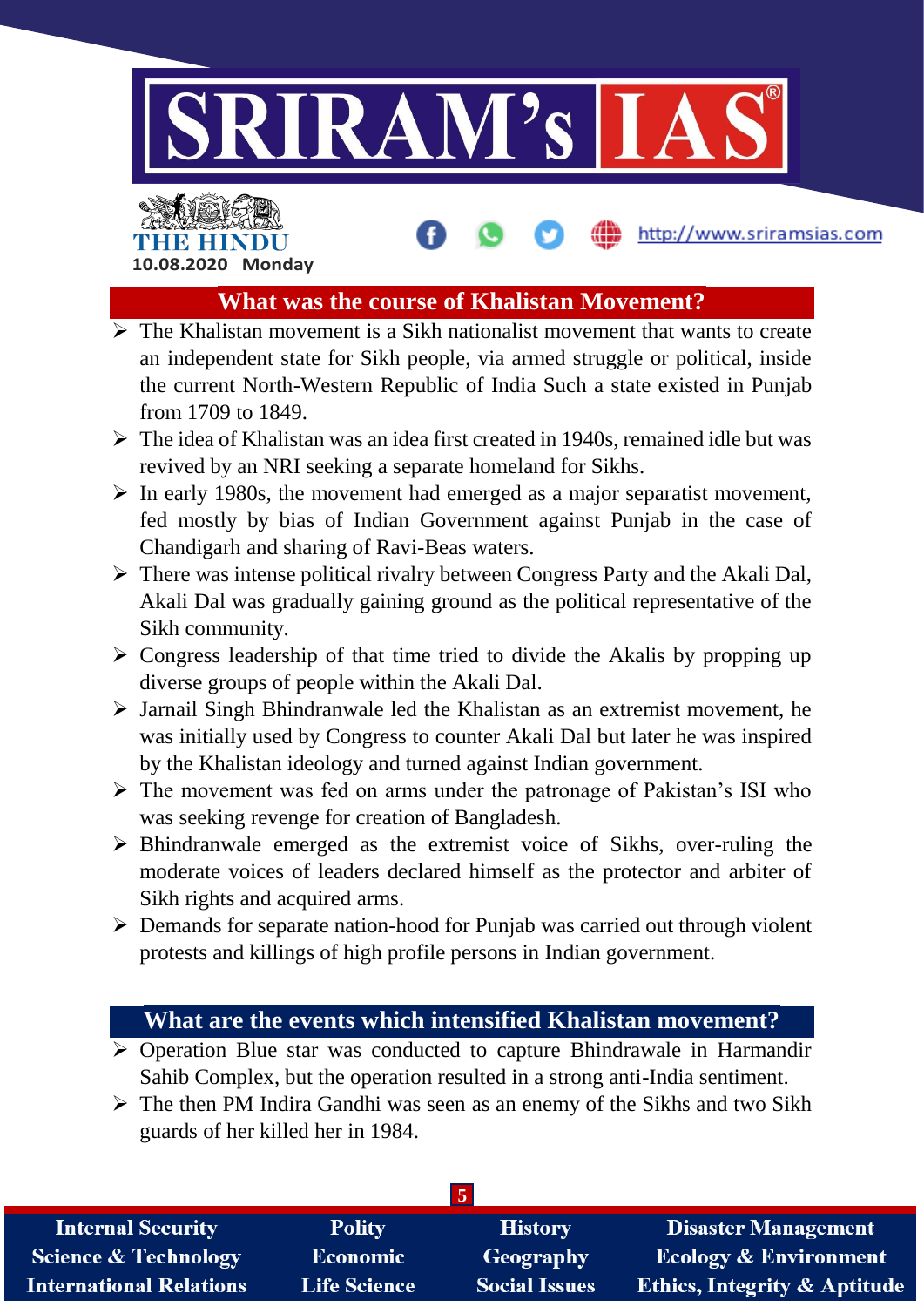## What was the course of Khalistan Movement?

- The Khalistan movement is a Sikh nationalist movement that wants to create an independent state for Sikh people, via armed struggle or political, inside the current North-Western Republic of India Such a state existed in Punjab from 1709 to 1849.
- The idea of Khalistan was an idea first created in 1940s, remained idle but was revived by an NRI seeking a separate homeland for Sikhs.
- In early 1980s, the movement had emerged as a major separatist movement, fed mostly by bias of Indian Government against Punjab in the case of Chandigarh and sharing of Ravi-Beas waters.
- There was intense political rivalry between Congress Party and the Akali Dal, Akali Dal was gradually gaining ground as the political representative of the Sikh community.
- Congress leadership of that time tried to divide the Akalis by propping up diverse groups of people within the Akali Dal.
- Jarnail Singh Bhindranwale led the Khalistan as an extremist movement, he was initially used by Congress to counter Akali Dal but later he was inspired by the Khalistan ideology and turned against Indian government.
- The movement was fed on arms under the patronage of Pakistan's ISI who was seeking revenge for creation of Bangladesh.
- Bhindranwale emerged as the extremist voice of Sikhs, over-ruling the moderate voices of leaders declared himself as the protector and arbiter of Sikh rights and acquired arms.
- Demands for separate nation-hood for Punjab was carried out through violent protests and killings of high profile persons in Indian government.

## What are the events which intensified Khalistan movement?

- Operation Blue star was conducted to capture Bhindrawale in Harmandir Sahib Complex, but the operation resulted in a strong anti-India sentiment.
- The then PM Indira Gandhi was seen as an enemy of the Sikhs and two Sikh guards of her killed her in 1984.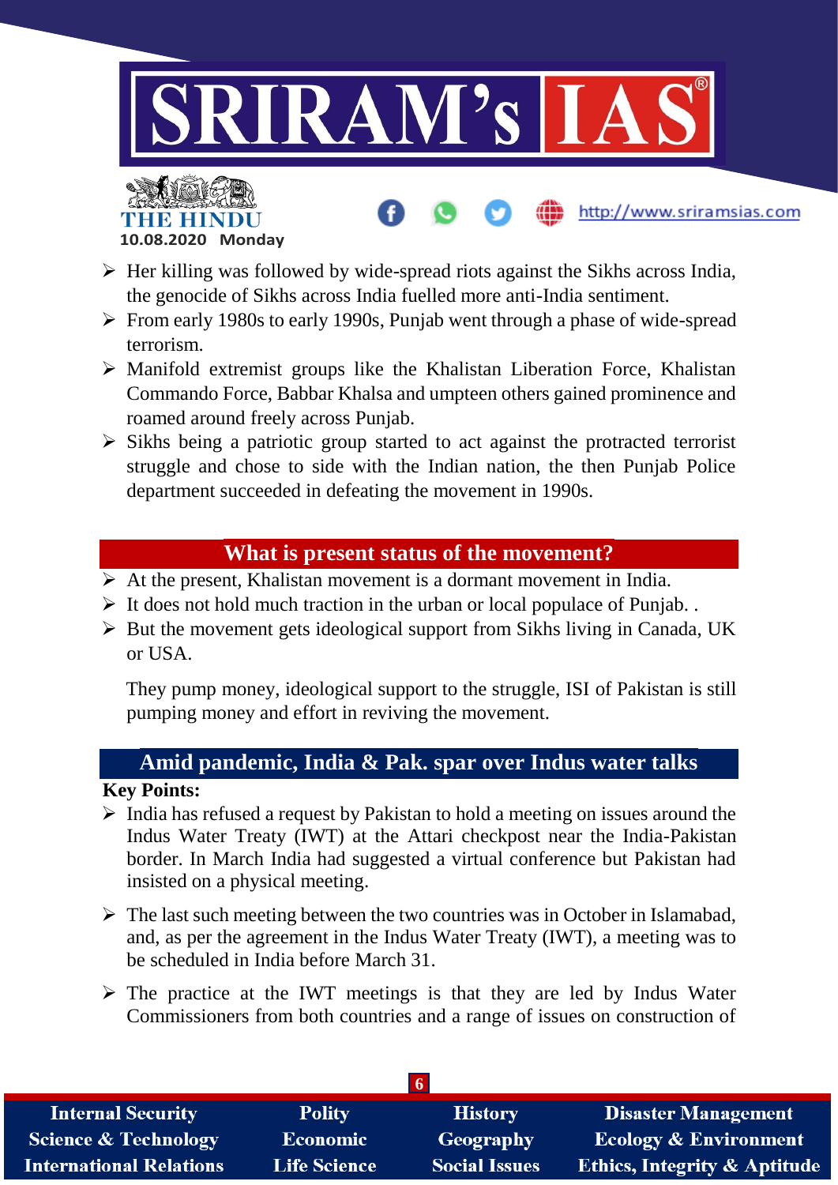- Her killing was followed by wide-spread riots against the Sikhs across India, the genocide of Sikhs across India fuelled more anti-India sentiment.
- From early 1980s to early 1990s, Punjab went through a phase of wide-spread terrorism.
- Manifold extremist groups like the Khalistan Liberation Force, Khalistan Commando Force, Babbar Khalsa and umpteen others gained prominence and roamed around freely across Punjab.
- Sikhs being a patriotic group started to act against the protracted terrorist struggle and chose to side with the Indian nation, the then Punjab Police department succeeded in defeating the movement in 1990s.

## What is present status of the movement?

- At the present, Khalistan movement is a dormant movement in India.
- It does not hold much traction in the urban or local populace of Punjab. .
- But the movement gets ideological support from Sikhs living in Canada, UK or USA.

They pump money, ideological support to the struggle, ISI of Pakistan is still pumping money and effort in reviving the movement.

## Amid pandemic, India & Pak. spar over Indus water talks

**Key Points:**

- India has refused a request by Pakistan to hold a meeting on issues around the Indus Water Treaty (IWT) at the Attari checkpost near the India-Pakistan border. In March India had suggested a virtual conference but Pakistan had insisted on a physical meeting.
- The last such meeting between the two countries was in October in Islamabad, and, as per the agreement in the Indus Water Treaty (IWT), a meeting was to be scheduled in India before March 31.
- The practice at the IWT meetings is that they are led by Indus Water Commissioners from both countries and a range of issues on construction of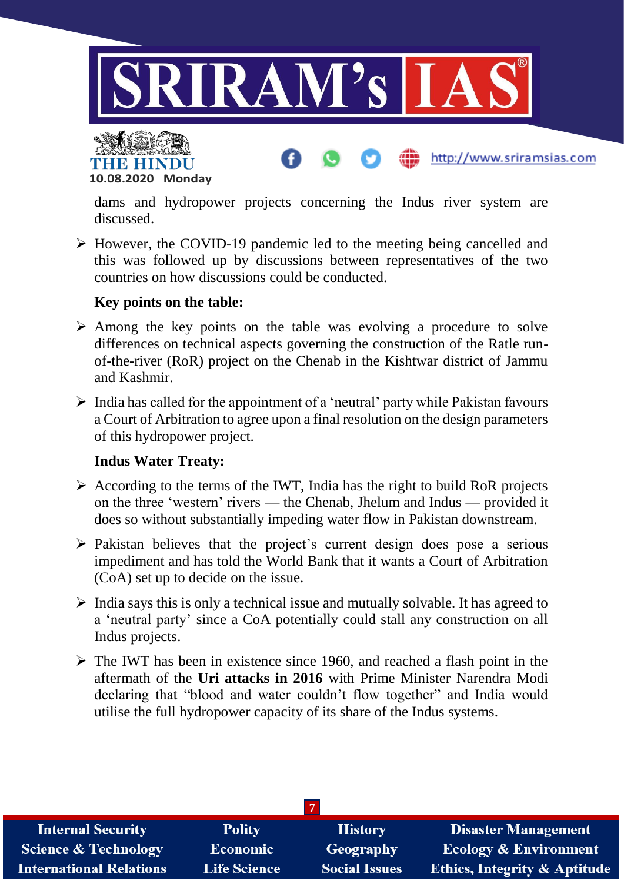dams and hydropower projects concerning the Indus river system are discussed.

- However, the COVID-19 pandemic led to the meeting being cancelled and this was followed up by discussions between representatives of the two countries on how discussions could be conducted.

**Key points on the table:**

- Among the key points on the table was evolving a procedure to solve differences on technical aspects governing the construction of the Ratle run-of-the-river (RoR) project on the Chenab in the Kishtwar district of Jammu and Kashmir.
- India has called for the appointment of a 'neutral' party while Pakistan favours a Court of Arbitration to agree upon a final resolution on the design parameters of this hydropower project.

**Indus Water Treaty:**

- According to the terms of the IWT, India has the right to build RoR projects on the three 'western' rivers — the Chenab, Jhelum and Indus — provided it does so without substantially impeding water flow in Pakistan downstream.
- Pakistan believes that the project's current design does pose a serious impediment and has told the World Bank that it wants a Court of Arbitration (CoA) set up to decide on the issue.
- India says this is only a technical issue and mutually solvable. It has agreed to a 'neutral party' since a CoA potentially could stall any construction on all Indus projects.
- The IWT has been in existence since 1960, and reached a flash point in the aftermath of the **Uri attacks in 2016** with Prime Minister Narendra Modi declaring that "blood and water couldn't flow together" and India would utilise the full hydropower capacity of its share of the Indus systems.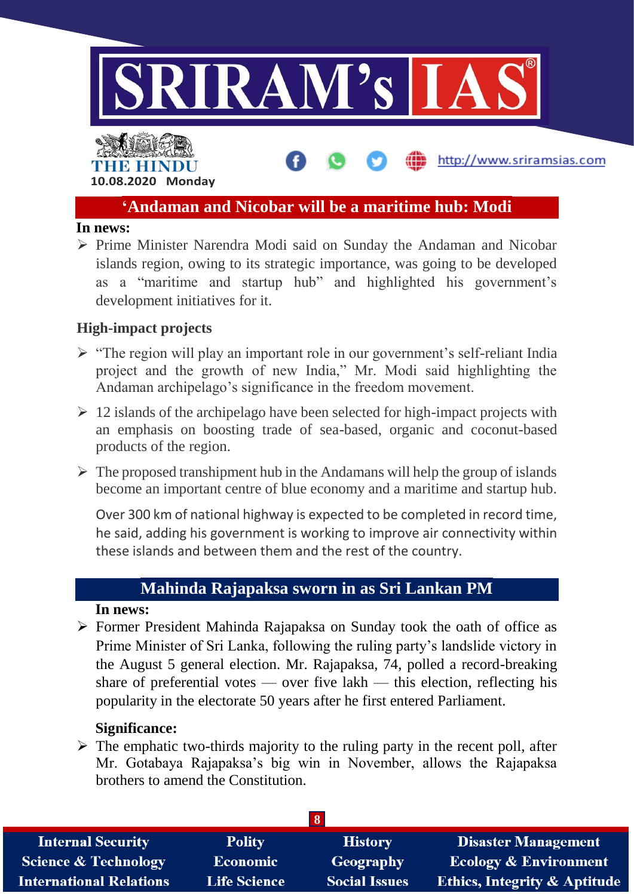## 'Andaman and Nicobar will be a maritime hub: Modi

**In news:**

- Prime Minister Narendra Modi said on Sunday the Andaman and Nicobar islands region, owing to its strategic importance, was going to be developed as a "maritime and startup hub" and highlighted his government's development initiatives for it.

### High-impact projects

- "The region will play an important role in our government's self-reliant India project and the growth of new India," Mr. Modi said highlighting the Andaman archipelago's significance in the freedom movement.
- 12 islands of the archipelago have been selected for high-impact projects with an emphasis on boosting trade of sea-based, organic and coconut-based products of the region.
- The proposed transhipment hub in the Andamans will help the group of islands become an important centre of blue economy and a maritime and startup hub.

  Over 300 km of national highway is expected to be completed in record time, he said, adding his government is working to improve air connectivity within these islands and between them and the rest of the country.

## Mahinda Rajapaksa sworn in as Sri Lankan PM

**In news:**

- Former President Mahinda Rajapaksa on Sunday took the oath of office as Prime Minister of Sri Lanka, following the ruling party's landslide victory in the August 5 general election. Mr. Rajapaksa, 74, polled a record-breaking share of preferential votes — over five lakh — this election, reflecting his popularity in the electorate 50 years after he first entered Parliament.

**Significance:**

- The emphatic two-thirds majority to the ruling party in the recent poll, after Mr. Gotabaya Rajapaksa's big win in November, allows the Rajapaksa brothers to amend the Constitution.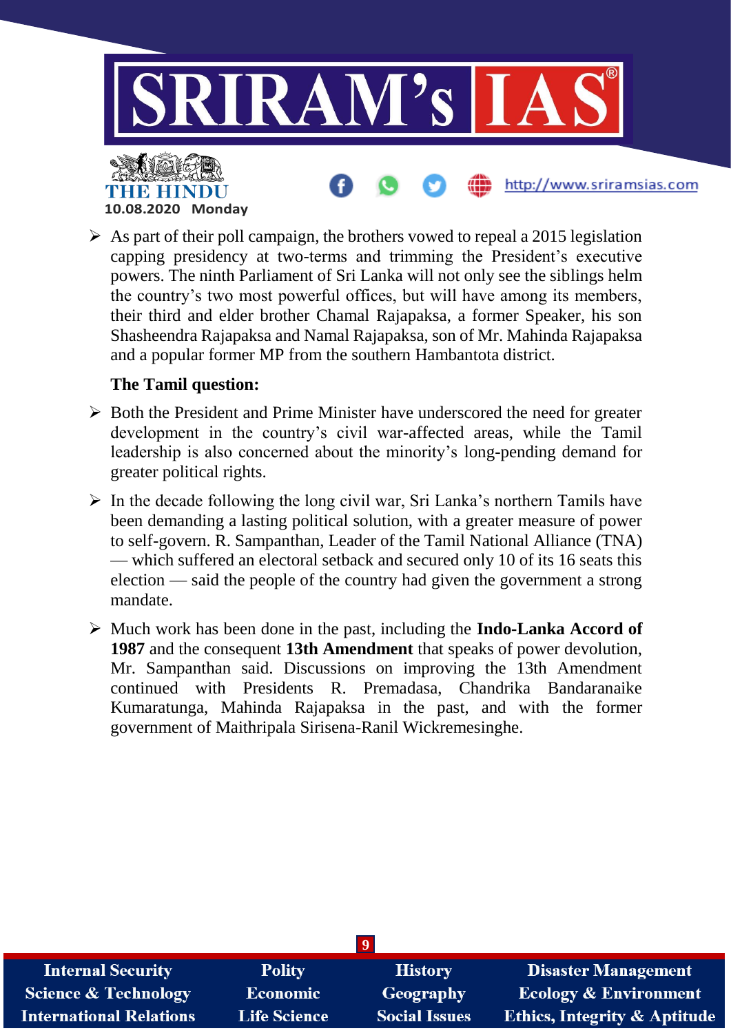- As part of their poll campaign, the brothers vowed to repeal a 2015 legislation capping presidency at two-terms and trimming the President's executive powers. The ninth Parliament of Sri Lanka will not only see the siblings helm the country's two most powerful offices, but will have among its members, their third and elder brother Chamal Rajapaksa, a former Speaker, his son Shasheendra Rajapaksa and Namal Rajapaksa, son of Mr. Mahinda Rajapaksa and a popular former MP from the southern Hambantota district.

**The Tamil question:**

- Both the President and Prime Minister have underscored the need for greater development in the country's civil war-affected areas, while the Tamil leadership is also concerned about the minority's long-pending demand for greater political rights.
- In the decade following the long civil war, Sri Lanka's northern Tamils have been demanding a lasting political solution, with a greater measure of power to self-govern. R. Sampanthan, Leader of the Tamil National Alliance (TNA) — which suffered an electoral setback and secured only 10 of its 16 seats this election — said the people of the country had given the government a strong mandate.
- Much work has been done in the past, including the **Indo-Lanka Accord of 1987** and the consequent **13th Amendment** that speaks of power devolution, Mr. Sampanthan said. Discussions on improving the 13th Amendment continued with Presidents R. Premadasa, Chandrika Bandaranaike Kumaratunga, Mahinda Rajapaksa in the past, and with the former government of Maithripala Sirisena-Ranil Wickremesinghe.